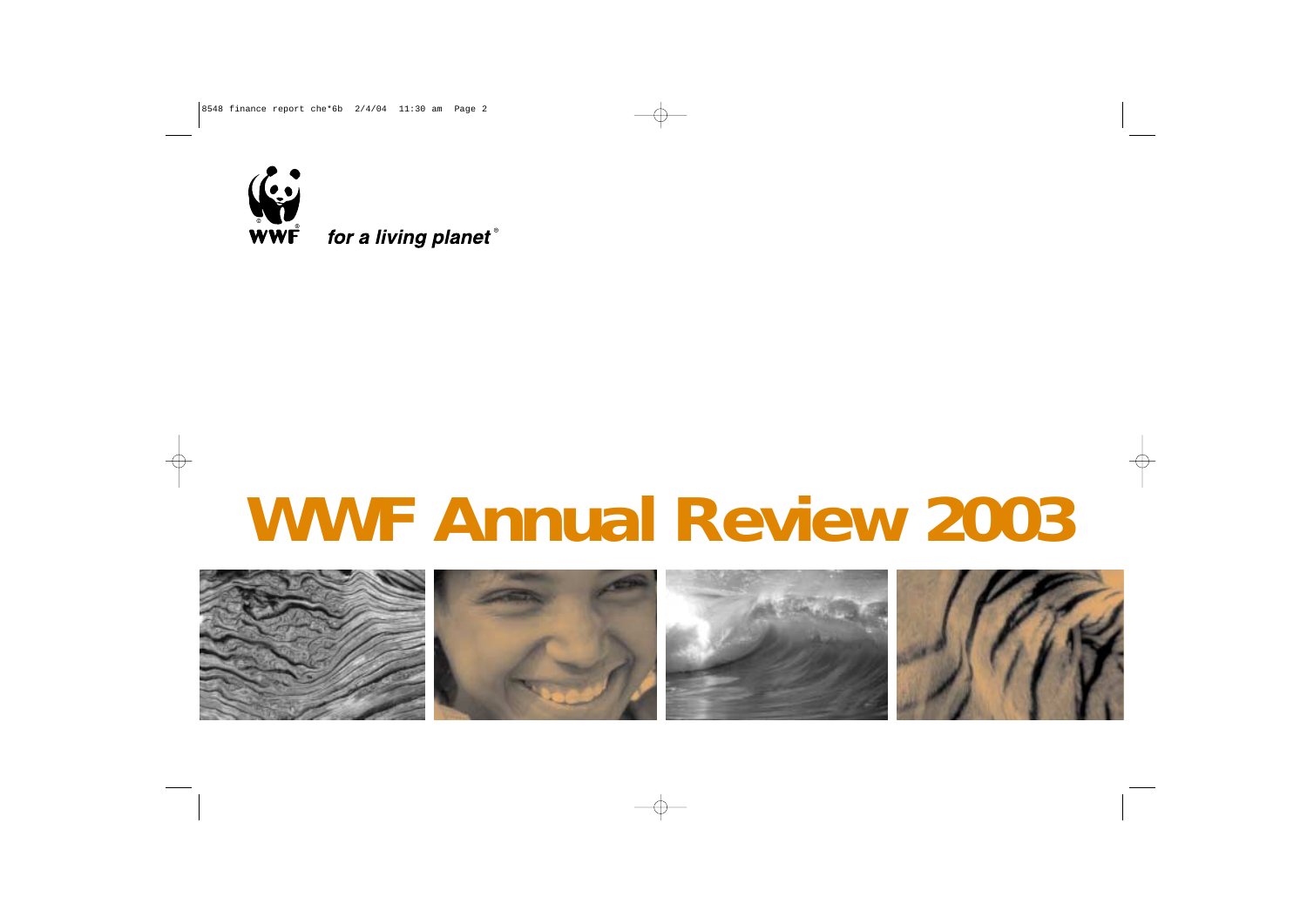WWF *for a living planet*®

# WWF Annual Review 2003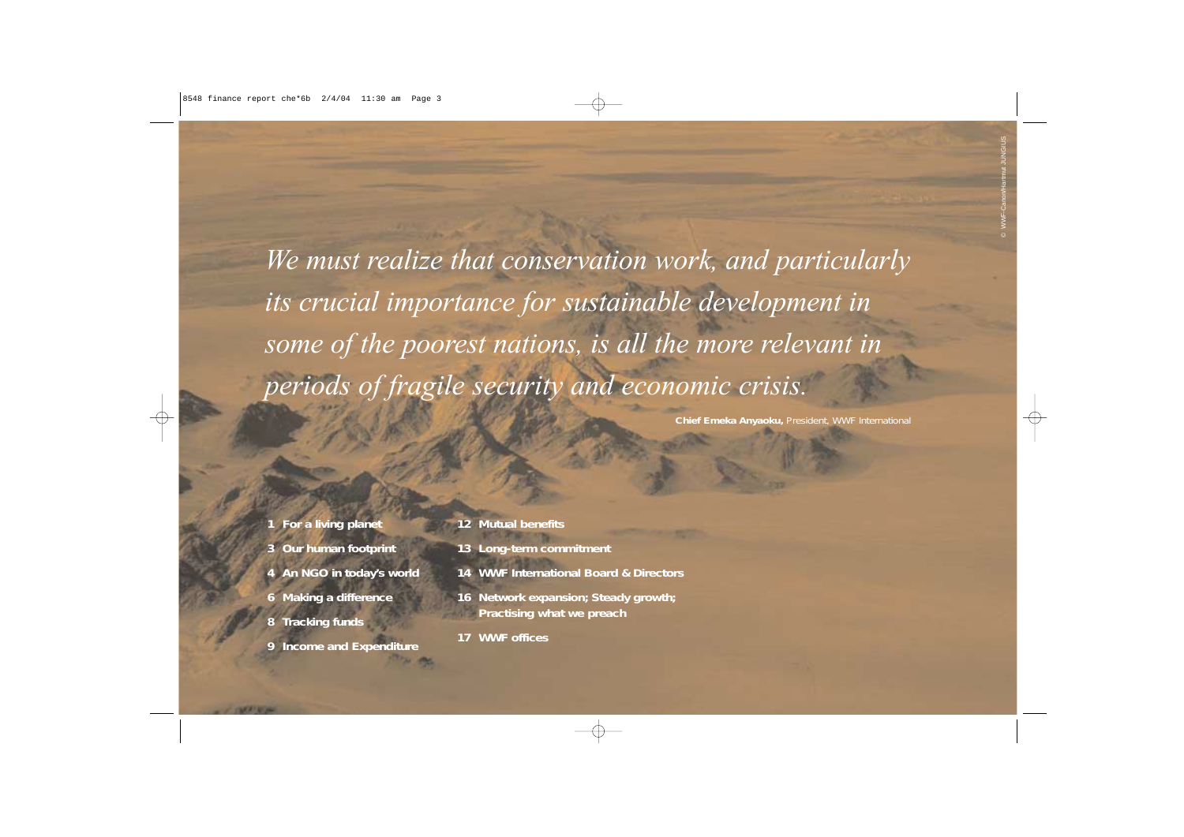*We must realize that conservation work, and particularly its crucial importance for sustainable development in some of the poorest nations, is all the more relevant in periods of fragile security and economic crisis.*

**Chief Emeka Anyaoku,** President, WWF International

- **1** **For a living planet**
- **3** **Our human footprint**
- **4** **An NGO in today's world**
- **6** **Making a difference**
- **8** **Tracking funds**
- **9** **Income and Expenditure**
- **12** **Mutual benefits**
- **13** **Long-term commitment**
- **14** **WWF International Board & Directors**
- **16** **Network expansion; Steady growth; Practising what we preach**
- **17** **WWF offices**

© WWF-Canon/Hartmut JUNGIUS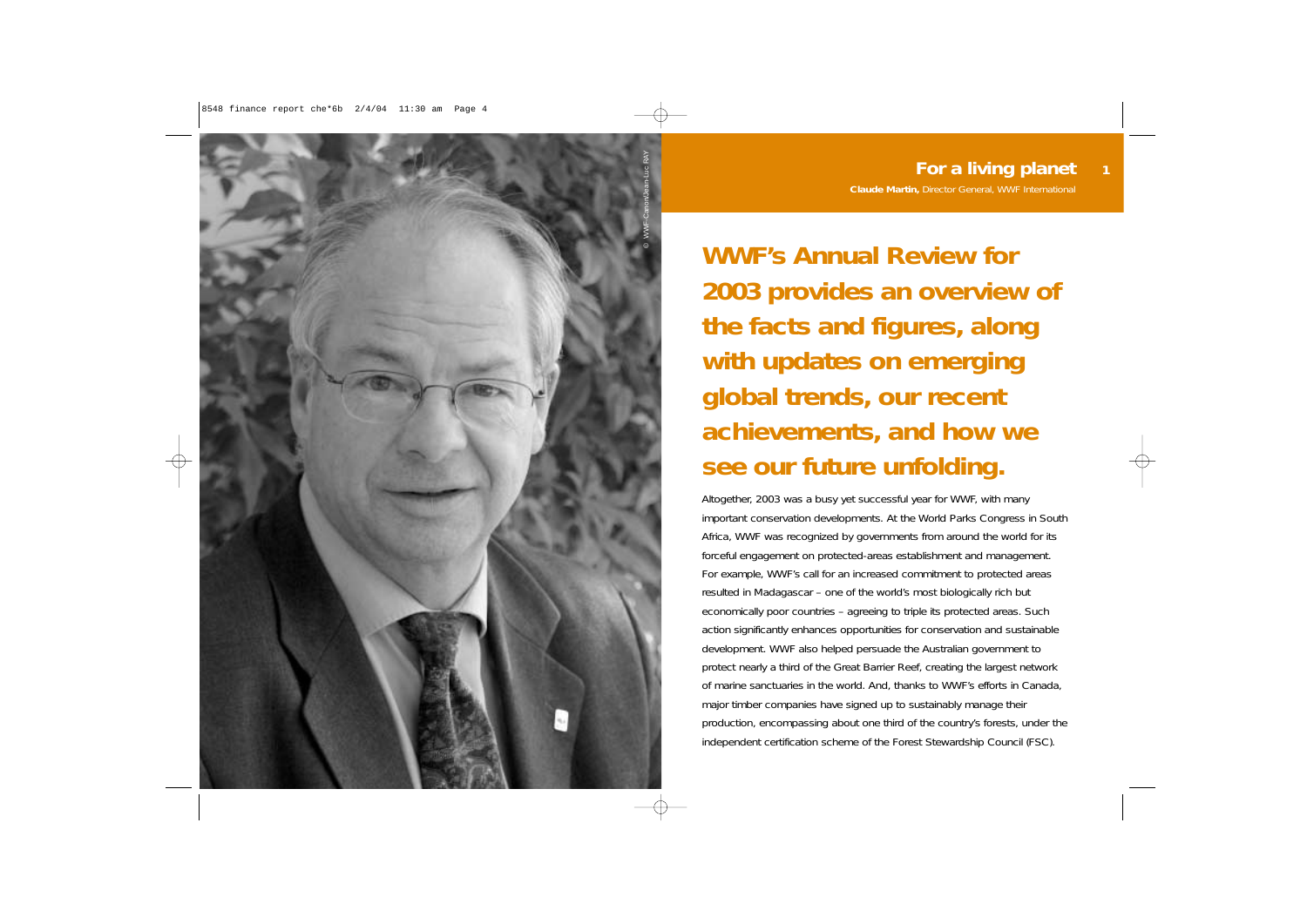# For a living planet

**Claude Martin,** Director General, WWF International

**WWF's Annual Review for 2003 provides an overview of the facts and figures, along with updates on emerging global trends, our recent achievements, and how we see our future unfolding.**

Altogether, 2003 was a busy yet successful year for WWF, with many important conservation developments. At the World Parks Congress in South Africa, WWF was recognized by governments from around the world for its forceful engagement on protected-areas establishment and management. For example, WWF's call for an increased commitment to protected areas resulted in Madagascar – one of the world's most biologically rich but economically poor countries – agreeing to triple its protected areas. Such action significantly enhances opportunities for conservation and sustainable development. WWF also helped persuade the Australian government to protect nearly a third of the Great Barrier Reef, creating the largest network of marine sanctuaries in the world. And, thanks to WWF's efforts in Canada, major timber companies have signed up to sustainably manage their production, encompassing about one third of the country's forests, under the independent certification scheme of the Forest Stewardship Council (FSC).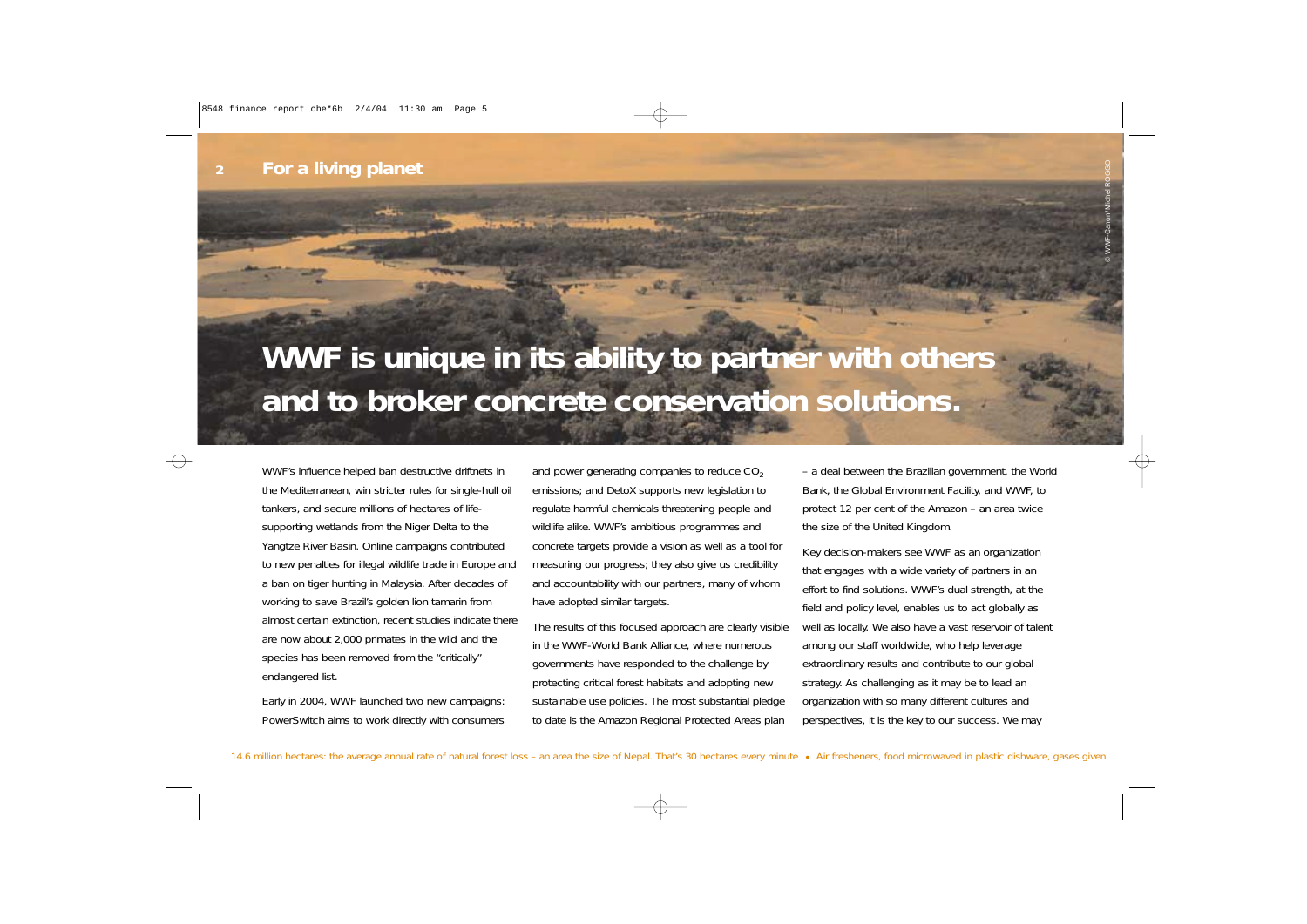# WWF is unique in its ability to partner with others and to broker concrete conservation solutions.

WWF's influence helped ban destructive driftnets in the Mediterranean, win stricter rules for single-hull oil tankers, and secure millions of hectares of life-supporting wetlands from the Niger Delta to the Yangtze River Basin. Online campaigns contributed to new penalties for illegal wildlife trade in Europe and a ban on tiger hunting in Malaysia. After decades of working to save Brazil's golden lion tamarin from almost certain extinction, recent studies indicate there are now about 2,000 primates in the wild and the species has been removed from the "critically" endangered list.

Early in 2004, WWF launched two new campaigns: PowerSwitch aims to work directly with consumers and power generating companies to reduce $CO_2$ emissions; and DetoX supports new legislation to regulate harmful chemicals threatening people and wildlife alike. WWF's ambitious programmes and concrete targets provide a vision as well as a tool for measuring our progress; they also give us credibility and accountability with our partners, many of whom have adopted similar targets.

The results of this focused approach are clearly visible in the WWF-World Bank Alliance, where numerous governments have responded to the challenge by protecting critical forest habitats and adopting new sustainable use policies. The most substantial pledge to date is the Amazon Regional Protected Areas plan – a deal between the Brazilian government, the World Bank, the Global Environment Facility, and WWF, to protect 12 per cent of the Amazon – an area twice the size of the United Kingdom.

Key decision-makers see WWF as an organization that engages with a wide variety of partners in an effort to find solutions. WWF's dual strength, at the field and policy level, enables us to act globally as well as locally. We also have a vast reservoir of talent among our staff worldwide, who help leverage extraordinary results and contribute to our global strategy. As challenging as it may be to lead an organization with so many different cultures and perspectives, it is the key to our success. We may

14.6 million hectares: the average annual rate of natural forest loss – an area the size of Nepal. That's 30 hectares every minute • Air fresheners, food microwaved in plastic dishware, gases given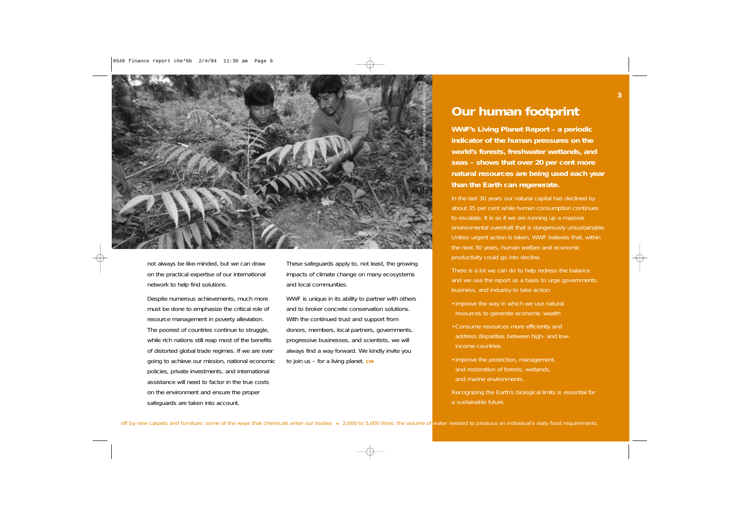not always be like-minded, but we can draw on the practical expertise of our international network to help find solutions.

Despite numerous achievements, much more must be done to emphasize the critical role of resource management in poverty alleviation. The poorest of countries continue to struggle, while rich nations still reap most of the benefits of distorted global trade regimes. If we are ever going to achieve our mission, national economic policies, private investments, and international assistance will need to factor in the true costs on the environment and ensure the proper safeguards are taken into account.

These safeguards apply to, not least, the growing impacts of climate change on many ecosystems and local communities.

WWF is unique in its ability to partner with others and to broker concrete conservation solutions. With the continued trust and support from donors, members, local partners, governments, progressive businesses, and scientists, we will always find a way forward. We kindly invite you to join us – for a living planet. **CM**

© WWF-Canon/André BÄRTSCHI

## Our human footprint

**WWF's Living Planet Report – a periodic indicator of the human pressures on the world's forests, freshwater wetlands, and seas – shows that over 20 per cent more natural resources are being used each year than the Earth can regenerate.**

In the last 30 years our natural capital has declined by about 35 per cent while human consumption continues to escalate. It is as if we are running up a massive environmental overdraft that is dangerously unsustainable. Unless urgent action is taken, WWF believes that, within the next 30 years, human welfare and economic productivity could go into decline.

There is a lot we can do to help redress the balance and we use the report as a basis to urge governments, business, and industry to take action:

- Improve the way in which we use natural resources to generate economic wealth
- Consume resources more efficiently and address disparities between high- and low-income countries
- Improve the protection, management, and restoration of forests, wetlands, and marine environments.

Recognizing the Earth's biological limits is essential for a sustainable future.

off by new carpets and furniture: some of the ways that chemicals enter our bodies • 2,000 to 5,000 litres: the volume of water needed to produce an individual's daily food requirements.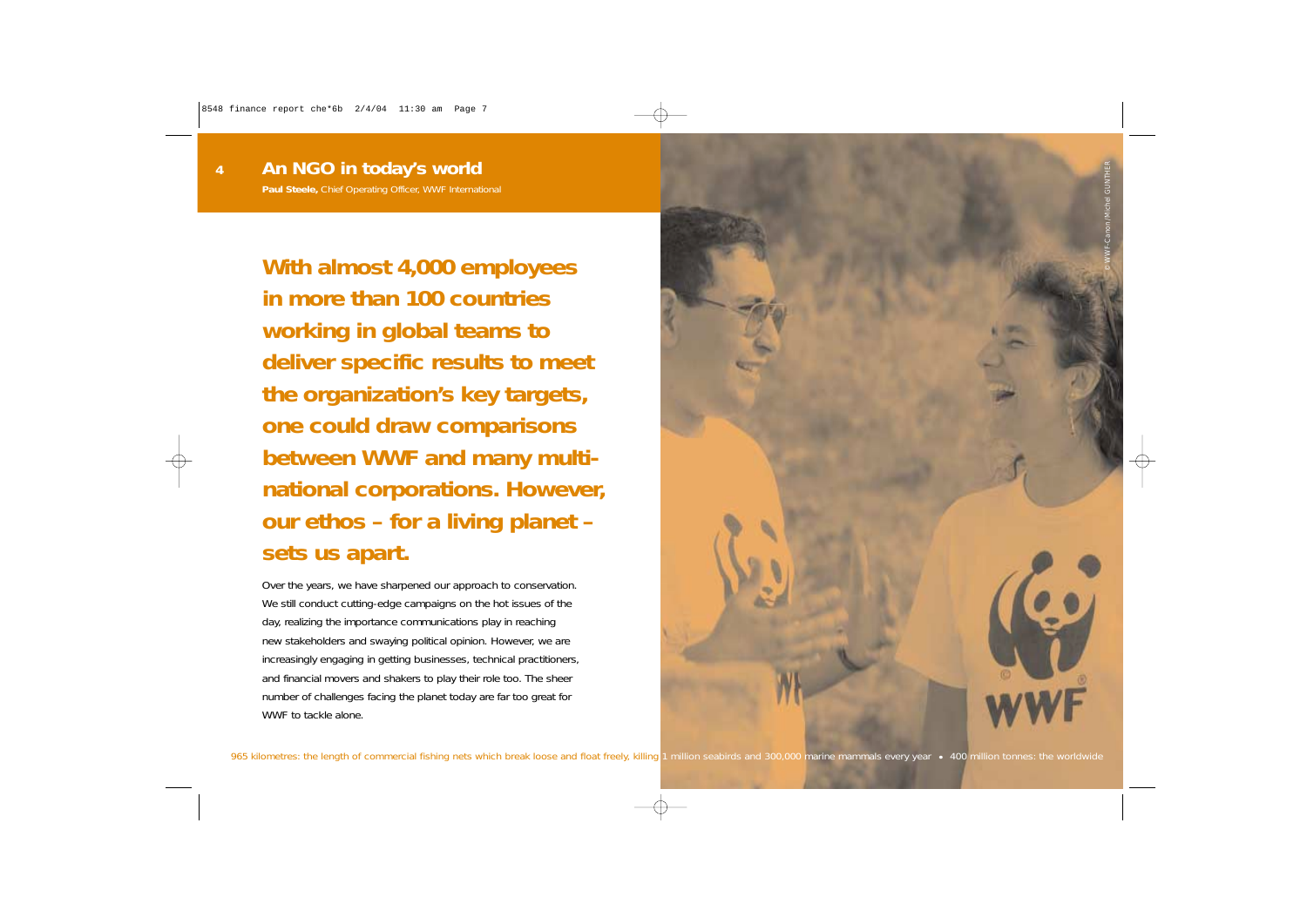# An NGO in today's world

**Paul Steele,** Chief Operating Officer, WWF International

**With almost 4,000 employees in more than 100 countries working in global teams to deliver specific results to meet the organization's key targets, one could draw comparisons between WWF and many multi-national corporations. However, our ethos – for a living planet – sets us apart.**

Over the years, we have sharpened our approach to conservation. We still conduct cutting-edge campaigns on the hot issues of the day, realizing the importance communications play in reaching new stakeholders and swaying political opinion. However, we are increasingly engaging in getting businesses, technical practitioners, and financial movers and shakers to play their role too. The sheer number of challenges facing the planet today are far too great for WWF to tackle alone.

© WWF-Canon / Michel GUNTHER

965 kilometres: the length of commercial fishing nets which break loose and float freely, killing 1 million seabirds and 300,000 marine mammals every year • 400 million tonnes: the worldwide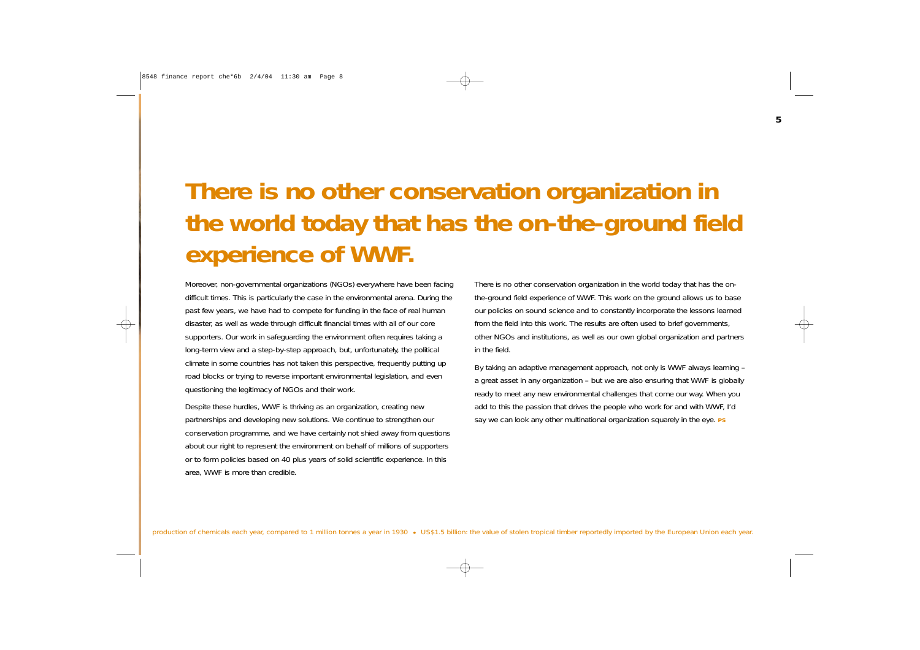# There is no other conservation organization in the world today that has the on-the-ground field experience of WWF.

Moreover, non-governmental organizations (NGOs) everywhere have been facing difficult times. This is particularly the case in the environmental arena. During the past few years, we have had to compete for funding in the face of real human disaster, as well as wade through difficult financial times with all of our core supporters. Our work in safeguarding the environment often requires taking a long-term view and a step-by-step approach, but, unfortunately, the political climate in some countries has not taken this perspective, frequently putting up road blocks or trying to reverse important environmental legislation, and even questioning the legitimacy of NGOs and their work.

Despite these hurdles, WWF is thriving as an organization, creating new partnerships and developing new solutions. We continue to strengthen our conservation programme, and we have certainly not shied away from questions about our right to represent the environment on behalf of millions of supporters or to form policies based on 40 plus years of solid scientific experience. In this area, WWF is more than credible.

There is no other conservation organization in the world today that has the on-the-ground field experience of WWF. This work on the ground allows us to base our policies on sound science and to constantly incorporate the lessons learned from the field into this work. The results are often used to brief governments, other NGOs and institutions, as well as our own global organization and partners in the field.

By taking an adaptive management approach, not only is WWF always learning – a great asset in any organization – but we are also ensuring that WWF is globally ready to meet any new environmental challenges that come our way. When you add to this the passion that drives the people who work for and with WWF, I'd say we can look any other multinational organization squarely in the eye. **PS**

production of chemicals each year, compared to 1 million tonnes a year in 1930 • US$1.5 billion: the value of stolen tropical timber reportedly imported by the European Union each year.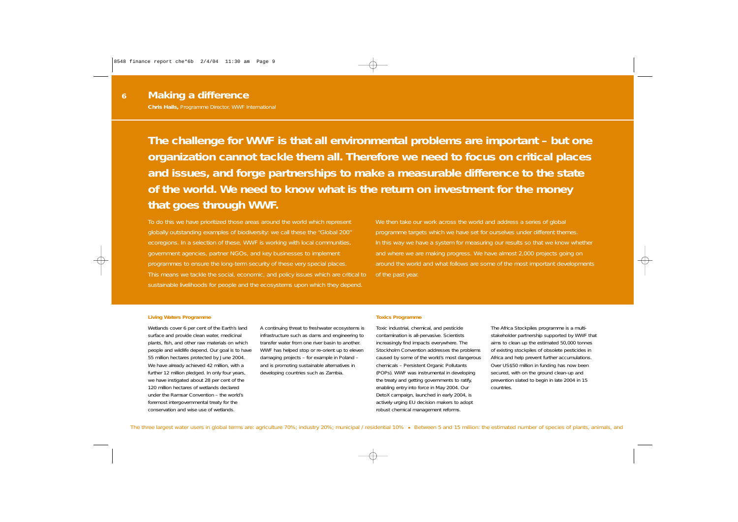# Making a difference

**Chris Hails,** Programme Director, WWF International

**The challenge for WWF is that all environmental problems are important – but one organization cannot tackle them all. Therefore we need to focus on critical places and issues, and forge partnerships to make a measurable difference to the state of the world. We need to know what is the return on investment for the money that goes through WWF.**

To do this we have prioritized those areas around the world which represent globally outstanding examples of biodiversity: we call these the "Global 200" ecoregions. In a selection of these, WWF is working with local communities, government agencies, partner NGOs, and key businesses to implement programmes to ensure the long-term security of these very special places. This means we tackle the social, economic, and policy issues which are critical to sustainable livelihoods for people and the ecosystems upon which they depend.

We then take our work across the world and address a series of global programme targets which we have set for ourselves under different themes. In this way we have a system for measuring our results so that we know whether and where we are making progress. We have almost 2,000 projects going on around the world and what follows are some of the most important developments of the past year.

### Living Waters Programme

Wetlands cover 6 per cent of the Earth's land surface and provide clean water, medicinal plants, fish, and other raw materials on which people and wildlife depend. Our goal is to have 55 million hectares protected by June 2004. We have already achieved 42 million, with a further 12 million pledged. In only four years, we have instigated about 28 per cent of the 120 million hectares of wetlands declared under the Ramsar Convention – the world's foremost intergovernmental treaty for the conservation and wise use of wetlands.

A continuing threat to freshwater ecosystems is infrastructure such as dams and engineering to transfer water from one river basin to another. WWF has helped stop or re-orient up to eleven damaging projects – for example in Poland – and is promoting sustainable alternatives in developing countries such as Zambia.

### Toxics Programme

Toxic industrial, chemical, and pesticide contamination is all-pervasive. Scientists increasingly find impacts everywhere. The Stockholm Convention addresses the problems caused by some of the world's most dangerous chemicals – Persistent Organic Pollutants (POPs). WWF was instrumental in developing the treaty and getting governments to ratify, enabling entry into force in May 2004. Our DetoX campaign, launched in early 2004, is actively urging EU decision makers to adopt robust chemical management reforms.

The Africa Stockpiles programme is a multi-stakeholder partnership supported by WWF that aims to clean up the estimated 50,000 tonnes of existing stockpiles of obsolete pesticides in Africa and help prevent further accumulations. Over US$50 million in funding has now been secured, with on the ground clean-up and prevention slated to begin in late 2004 in 15 countries.

The three largest water users in global terms are: agriculture 70%; industry 20%; municipal / residential 10% • Between 5 and 15 million: the estimated number of species of plants, animals, and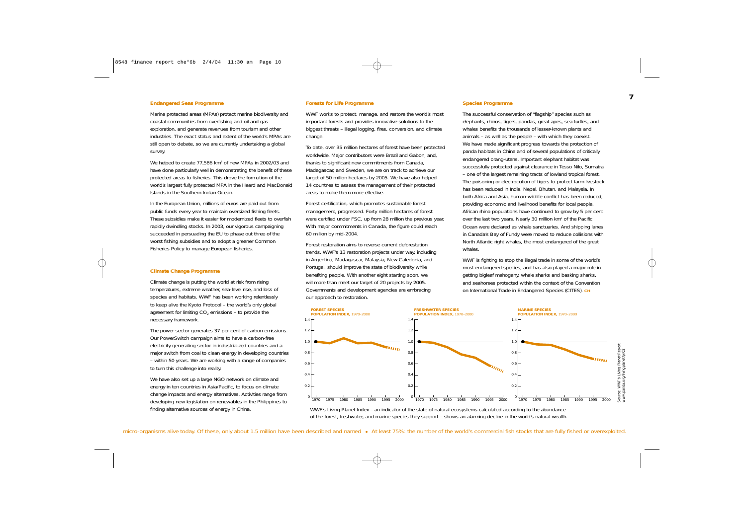### Endangered Seas Programme

Marine protected areas (MPAs) protect marine biodiversity and coastal communities from overfishing and oil and gas exploration, and generate revenues from tourism and other industries. The exact status and extent of the world's MPAs are still open to debate, so we are currently undertaking a global survey.

We helped to create 77,586 km² of new MPAs in 2002/03 and have done particularly well in demonstrating the benefit of these protected areas to fisheries. This drove the formation of the world's largest fully protected MPA in the Heard and MacDonald Islands in the Southern Indian Ocean.

In the European Union, millions of euros are paid out from public funds every year to maintain oversized fishing fleets. These subsidies make it easier for modernized fleets to overfish rapidly dwindling stocks. In 2003, our vigorous campaigning succeeded in persuading the EU to phase out three of the worst fishing subsidies and to adopt a greener Common Fisheries Policy to manage European fisheries.

### Climate Change Programme

Climate change is putting the world at risk from rising temperatures, extreme weather, sea-level rise, and loss of species and habitats. WWF has been working relentlessly to keep alive the Kyoto Protocol – the world's only global agreement for limiting $CO_2$ emissions – to provide the necessary framework.

The power sector generates 37 per cent of carbon emissions. Our PowerSwitch campaign aims to have a carbon-free electricity generating sector in industrialized countries and a major switch from coal to clean energy in developing countries – within 50 years. We are working with a range of companies to turn this challenge into reality.

We have also set up a large NGO network on climate and energy in ten countries in Asia/Pacific, to focus on climate change impacts and energy alternatives. Activities range from developing new legislation on renewables in the Philippines to finding alternative sources of energy in China.

### Forests for Life Programme

WWF works to protect, manage, and restore the world's most important forests and provides innovative solutions to the biggest threats – illegal logging, fires, conversion, and climate change.

To date, over 35 million hectares of forest have been protected worldwide. Major contributors were Brazil and Gabon, and, thanks to significant new commitments from Canada, Madagascar, and Sweden, we are on track to achieve our target of 50 million hectares by 2005. We have also helped 14 countries to assess the management of their protected areas to make them more effective.

Forest certification, which promotes sustainable forest management, progressed. Forty million hectares of forest were certified under FSC, up from 28 million the previous year. With major commitments in Canada, the figure could reach 60 million by mid-2004.

Forest restoration aims to reverse current deforestation trends. WWF's 13 restoration projects under way, including in Argentina, Madagascar, Malaysia, New Caledonia, and Portugal, should improve the state of biodiversity while benefiting people. With another eight starting soon, we will more than meet our target of 20 projects by 2005. Governments and development agencies are embracing our approach to restoration.

### Species Programme

The successful conservation of "flagship" species such as elephants, rhinos, tigers, pandas, great apes, sea turtles, and whales benefits the thousands of lesser-known plants and animals – as well as the people – with which they coexist. We have made significant progress towards the protection of panda habitats in China and of several populations of critically endangered orang-utans. Important elephant habitat was successfully protected against clearance in Tesso Nilo, Sumatra – one of the largest remaining tracts of lowland tropical forest. The poisoning or electrocution of tigers to protect farm livestock has been reduced in India, Nepal, Bhutan, and Malaysia. In both Africa and Asia, human-wildlife conflict has been reduced, providing economic and livelihood benefits for local people. African rhino populations have continued to grow by 5 per cent over the last two years. Nearly 30 million km² of the Pacific Ocean were declared as whale sanctuaries. And shipping lanes in Canada's Bay of Fundy were moved to reduce collisions with North Atlantic right whales, the most endangered of the great whales.

WWF is fighting to stop the illegal trade in some of the world's most endangered species, and has also played a major role in getting bigleaf mahogany, whale sharks and basking sharks, and seahorses protected within the context of the Convention on International Trade in Endangered Species (CITES). CH

**FOREST SPECIES POPULATION INDEX, 1970–2000**

**FRESHWATER SPECIES POPULATION INDEX, 1970–2000**

**MARINE SPECIES POPULATION INDEX, 1970–2000**

WWF's Living Planet Index – an indicator of the state of natural ecosystems calculated according to the abundance of the forest, freshwater, and marine species they support – shows an alarming decline in the world's natural wealth.

Source: WWF's Living Planet Report www.panda.org/livingplanet/lpr02

micro-organisms alive today. Of these, only about 1.5 million have been described and named • At least 75%: the number of the world's commercial fish stocks that are fully fished or overexploited.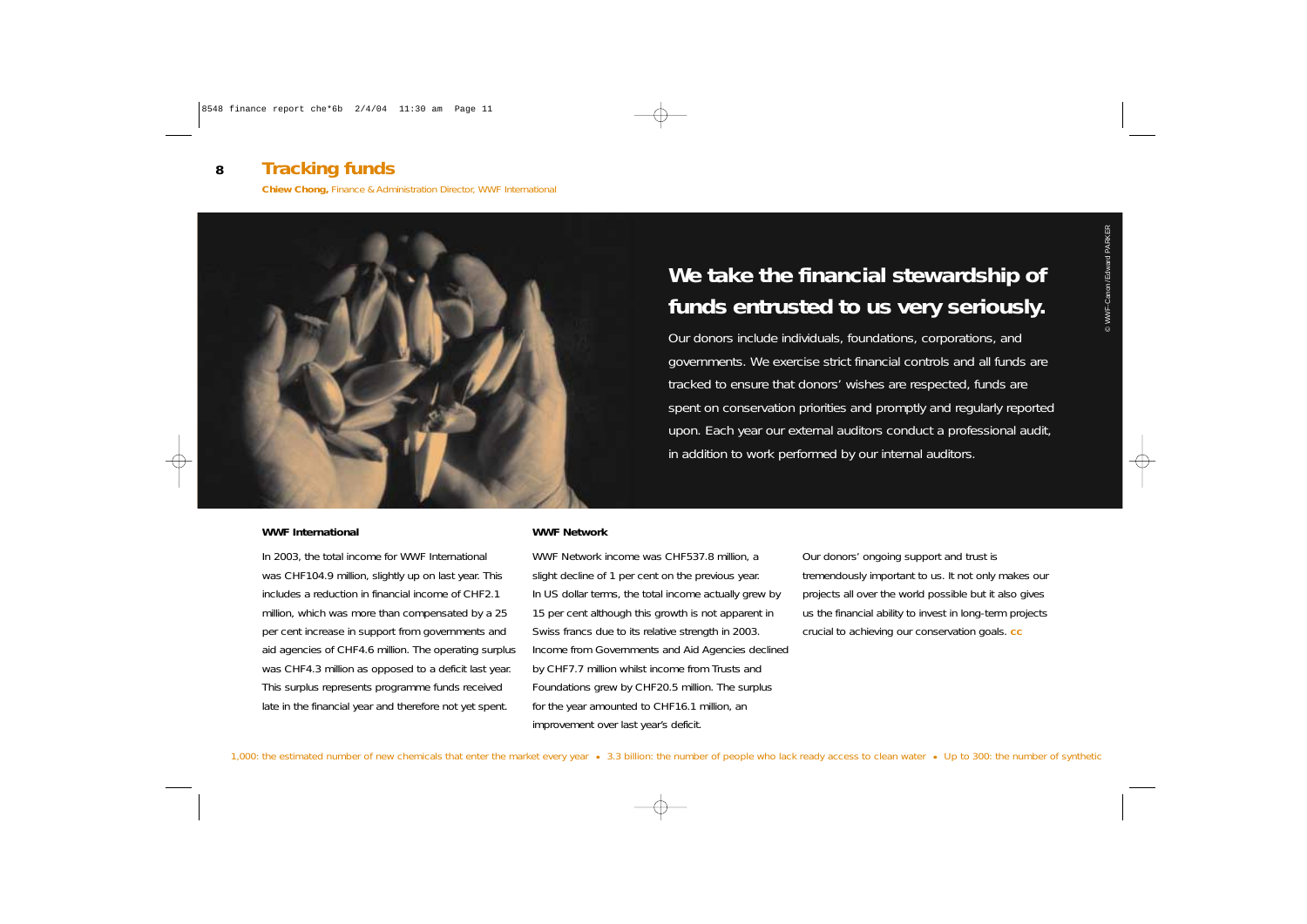# Tracking funds

**Chiew Chong,** Finance & Administration Director, WWF International

## We take the financial stewardship of funds entrusted to us very seriously.

Our donors include individuals, foundations, corporations, and governments. We exercise strict financial controls and all funds are tracked to ensure that donors' wishes are respected, funds are spent on conservation priorities and promptly and regularly reported upon. Each year our external auditors conduct a professional audit, in addition to work performed by our internal auditors.

© WWF-Canon / Edward PARKER

**WWF International**

In 2003, the total income for WWF International was CHF104.9 million, slightly up on last year. This includes a reduction in financial income of CHF2.1 million, which was more than compensated by a 25 per cent increase in support from governments and aid agencies of CHF4.6 million. The operating surplus was CHF4.3 million as opposed to a deficit last year. This surplus represents programme funds received late in the financial year and therefore not yet spent.

**WWF Network**

WWF Network income was CHF537.8 million, a slight decline of 1 per cent on the previous year. In US dollar terms, the total income actually grew by 15 per cent although this growth is not apparent in Swiss francs due to its relative strength in 2003. Income from Governments and Aid Agencies declined by CHF7.7 million whilst income from Trusts and Foundations grew by CHF20.5 million. The surplus for the year amounted to CHF16.1 million, an improvement over last year's deficit.

Our donors' ongoing support and trust is tremendously important to us. It not only makes our projects all over the world possible but it also gives us the financial ability to invest in long-term projects crucial to achieving our conservation goals. **cc**

1,000: the estimated number of new chemicals that enter the market every year • 3.3 billion: the number of people who lack ready access to clean water • Up to 300: the number of synthetic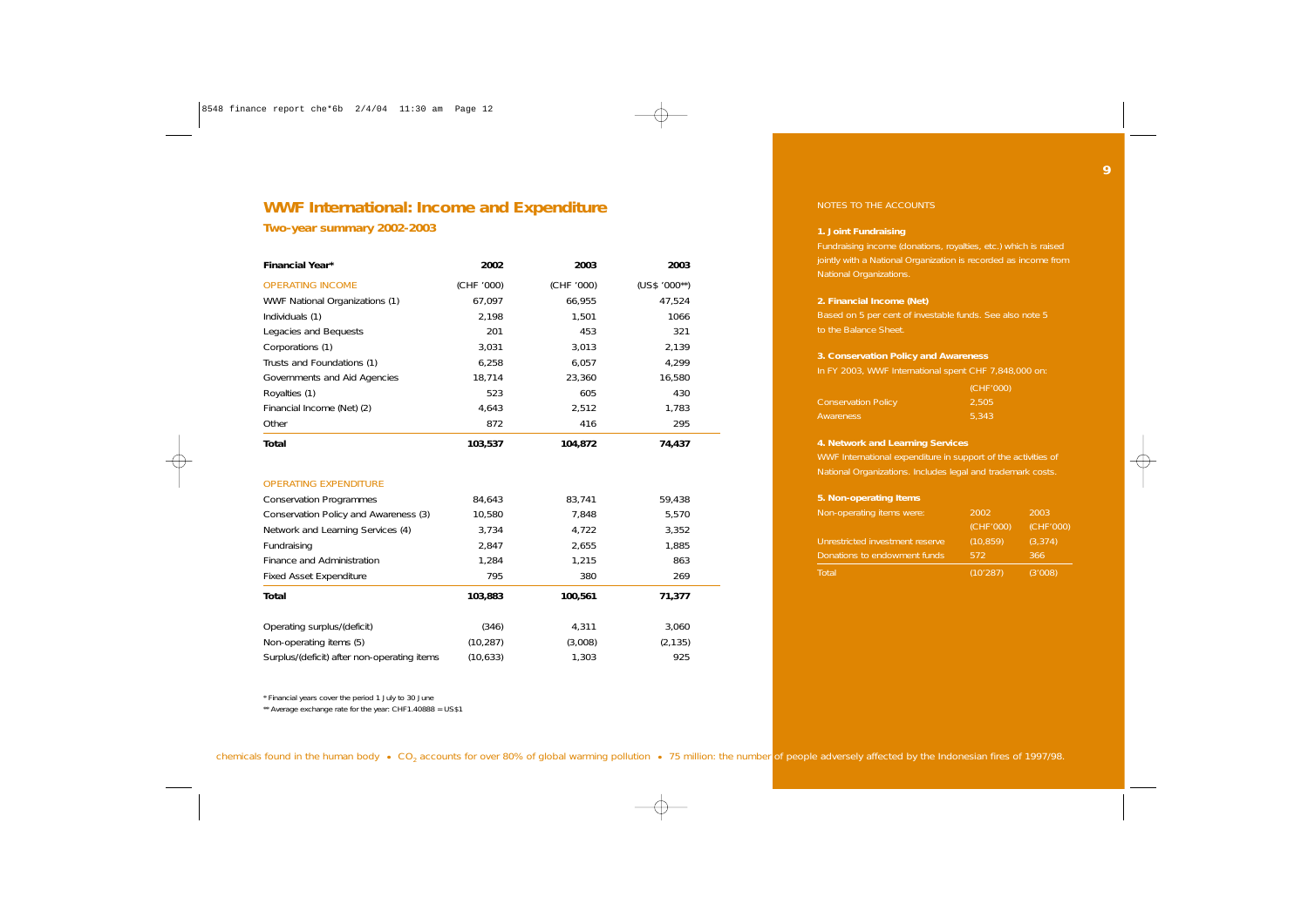# WWF International: Income and Expenditure

## Two-year summary 2002-2003

| Financial Year* | 2002 | 2003 | 2003 |
|---|---|---|---|
| OPERATING INCOME | (CHF '000) | (CHF '000) | (US$ '000**) |
| WWF National Organizations (1) | 67,097 | 66,955 | 47,524 |
| Individuals (1) | 2,198 | 1,501 | 1066 |
| Legacies and Bequests | 201 | 453 | 321 |
| Corporations (1) | 3,031 | 3,013 | 2,139 |
| Trusts and Foundations (1) | 6,258 | 6,057 | 4,299 |
| Governments and Aid Agencies | 18,714 | 23,360 | 16,580 |
| Royalties (1) | 523 | 605 | 430 |
| Financial Income (Net) (2) | 4,643 | 2,512 | 1,783 |
| Other | 872 | 416 | 295 |
| **Total** | **103,537** | **104,872** | **74,437** |
| OPERATING EXPENDITURE | | | |
| Conservation Programmes | 84,643 | 83,741 | 59,438 |
| Conservation Policy and Awareness (3) | 10,580 | 7,848 | 5,570 |
| Network and Learning Services (4) | 3,734 | 4,722 | 3,352 |
| Fundraising | 2,847 | 2,655 | 1,885 |
| Finance and Administration | 1,284 | 1,215 | 863 |
| Fixed Asset Expenditure | 795 | 380 | 269 |
| **Total** | **103,883** | **100,561** | **71,377** |
| Operating surplus/(deficit) | (346) | 4,311 | 3,060 |
| Non-operating items (5) | (10,287) | (3,008) | (2,135) |
| Surplus/(deficit) after non-operating items | (10,633) | 1,303 | 925 |

\* Financial years cover the period 1 July to 30 June

\*\* Average exchange rate for the year: CHF1.40888 = US$1

NOTES TO THE ACCOUNTS

**1. Joint Fundraising**

Fundraising income (donations, royalties, etc.) which is raised jointly with a National Organization is recorded as income from National Organizations.

**2. Financial Income (Net)**

Based on 5 per cent of investable funds. See also note 5 to the Balance Sheet.

**3. Conservation Policy and Awareness**

In FY 2003, WWF International spent CHF 7,848,000 on:

| | (CHF'000) |
|---|---|
| Conservation Policy | 2,505 |
| Awareness | 5,343 |

**4. Network and Learning Services**

WWF International expenditure in support of the activities of National Organizations. Includes legal and trademark costs.

**5. Non-operating Items**

| Non-operating items were: | 2002 (CHF'000) | 2003 (CHF'000) |
|---|---|---|
| Unrestricted investment reserve | (10,859) | (3,374) |
| Donations to endowment funds | 572 | 366 |
| Total | (10'287) | (3'008) |

chemicals found in the human body • $CO_2$ accounts for over 80% of global warming pollution • 75 million: the number of people adversely affected by the Indonesian fires of 1997/98.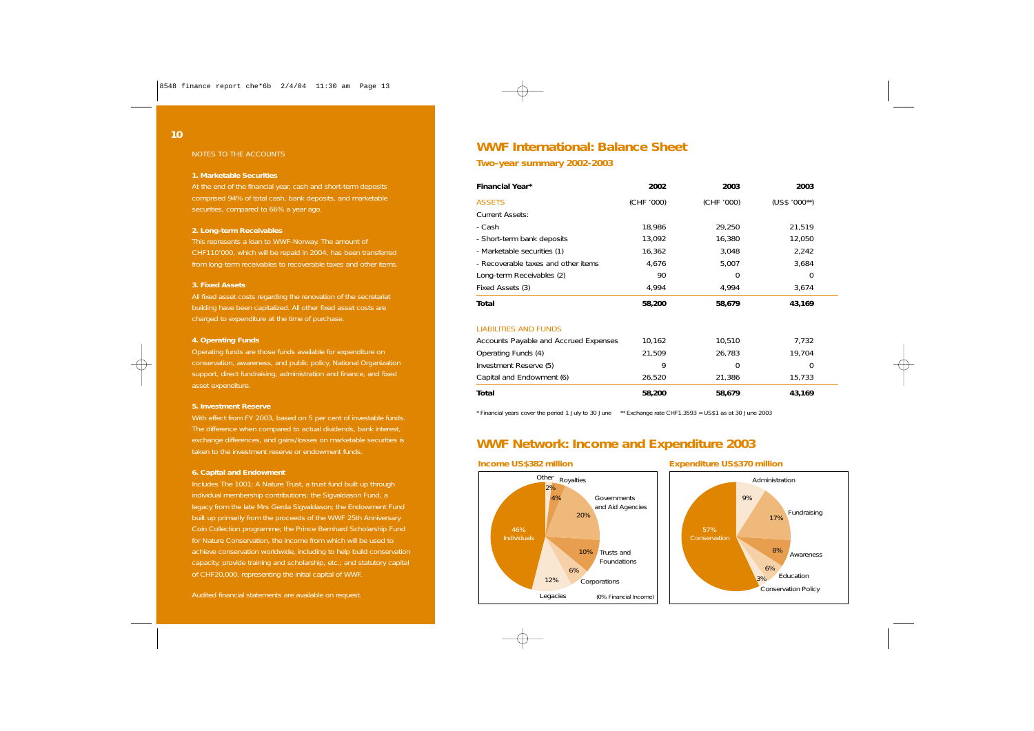NOTES TO THE ACCOUNTS

**1. Marketable Securities**

At the end of the financial year, cash and short-term deposits comprised 94% of total cash, bank deposits, and marketable securities, compared to 66% a year ago.

**2. Long-term Receivables**

This represents a loan to WWF-Norway. The amount of CHF110'000, which will be repaid in 2004, has been transferred from long-term receivables to recoverable taxes and other items.

**3. Fixed Assets**

All fixed asset costs regarding the renovation of the secretariat building have been capitalized. All other fixed asset costs are charged to expenditure at the time of purchase.

**4. Operating Funds**

Operating funds are those funds available for expenditure on conservation, awareness, and public policy, National Organization support, direct fundraising, administration and finance, and fixed asset expenditure.

**5. Investment Reserve**

With effect from FY 2003, based on 5 per cent of investable funds. The difference when compared to actual dividends, bank interest, exchange differences, and gains/losses on marketable securities is taken to the investment reserve or endowment funds.

**6. Capital and Endowment**

Includes The 1001: A Nature Trust, a trust fund built up through individual membership contributions; the Sigvaldason Fund, a legacy from the late Mrs Gerda Sigvaldason; the Endowment Fund built up primarily from the proceeds of the WWF 25th Anniversary Coin Collection programme; the Prince Bernhard Scholarship Fund for Nature Conservation, the income from which will be used to achieve conservation worldwide, including to help build conservation capacity, provide training and scholarship, etc.; and statutory capital of CHF20,000, representing the initial capital of WWF.

Audited financial statements are available on request.

# WWF International: Balance Sheet

## Two-year summary 2002-2003

| Financial Year* | 2002 | 2003 | 2003 |
|---|---|---|---|
| ASSETS | (CHF '000) | (CHF '000) | (US$ '000**) |
| Current Assets: | | | |
| - Cash | 18,986 | 29,250 | 21,519 |
| - Short-term bank deposits | 13,092 | 16,380 | 12,050 |
| - Marketable securities (1) | 16,362 | 3,048 | 2,242 |
| - Recoverable taxes and other items | 4,676 | 5,007 | 3,684 |
| Long-term Receivables (2) | 90 | 0 | 0 |
| Fixed Assets (3) | 4,994 | 4,994 | 3,674 |
| **Total** | **58,200** | **58,679** | **43,169** |
| LIABILITIES AND FUNDS | | | |
| Accounts Payable and Accrued Expenses | 10,162 | 10,510 | 7,732 |
| Operating Funds (4) | 21,509 | 26,783 | 19,704 |
| Investment Reserve (5) | 9 | 0 | 0 |
| Capital and Endowment (6) | 26,520 | 21,386 | 15,733 |
| **Total** | **58,200** | **58,679** | **43,169** |

\* Financial years cover the period 1 July to 30 June ** Exchange rate CHF1.3593 = US$1 as at 30 June 2003

# WWF Network: Income and Expenditure 2003

### Income US$382 million

- Individuals 46%
- Governments and Aid Agencies 20%
- Legacies 12%
- Trusts and Foundations 10%
- Corporations 6%
- Royalties 4%
- Other 2%

(0% Financial Income)

### Expenditure US$370 million

- Conservation 57%
- Fundraising 17%
- Administration 9%
- Awareness 8%
- Education 6%
- Conservation Policy 3%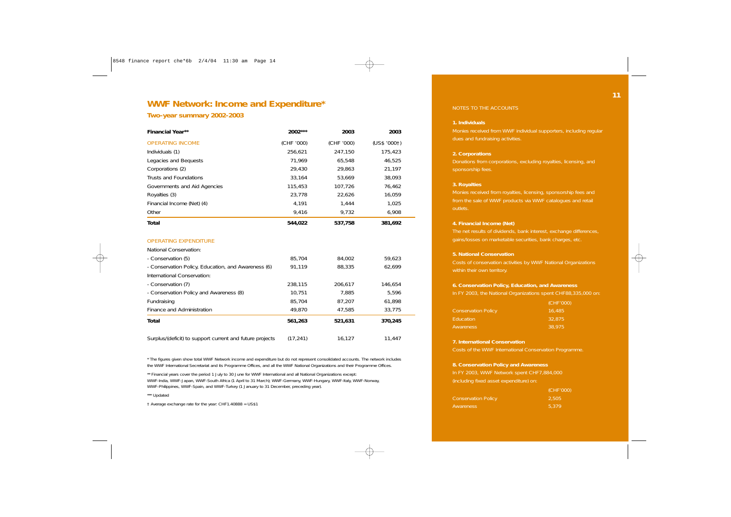## WWF Network: Income and Expenditure*

### Two-year summary 2002-2003

| Financial Year** | 2002*** | 2003 | 2003 |
|---|---|---|---|
| OPERATING INCOME | (CHF '000) | (CHF '000) | (US$ '000†) |
| Individuals (1) | 256,621 | 247,150 | 175,423 |
| Legacies and Bequests | 71,969 | 65,548 | 46,525 |
| Corporations (2) | 29,430 | 29,863 | 21,197 |
| Trusts and Foundations | 33,164 | 53,669 | 38,093 |
| Governments and Aid Agencies | 115,453 | 107,726 | 76,462 |
| Royalties (3) | 23,778 | 22,626 | 16,059 |
| Financial Income (Net) (4) | 4,191 | 1,444 | 1,025 |
| Other | 9,416 | 9,732 | 6,908 |
| **Total** | **544,022** | **537,758** | **381,692** |
| | | | |
| OPERATING EXPENDITURE | | | |
| National Conservation: | | | |
| - Conservation (5) | 85,704 | 84,002 | 59,623 |
| - Conservation Policy, Education, and Awareness (6) | 91,119 | 88,335 | 62,699 |
| International Conservation: | | | |
| - Conservation (7) | 238,115 | 206,617 | 146,654 |
| - Conservation Policy and Awareness (8) | 10,751 | 7,885 | 5,596 |
| Fundraising | 85,704 | 87,207 | 61,898 |
| Finance and Administration | 49,870 | 47,585 | 33,775 |
| **Total** | **561,263** | **521,631** | **370,245** |
| | | | |
| Surplus/(deficit) to support current and future projects | (17,241) | 16,127 | 11,447 |

* The figures given show total WWF Network income and expenditure but do not represent consolidated accounts. The network includes the WWF International Secretariat and its Programme Offices, and all the WWF National Organizations and their Programme Offices.

** Financial years cover the period 1 July to 30 June for WWF International and all National Organizations except: WWF-India, WWF-Japan, WWF-South Africa (1 April to 31 March); WWF-Germany, WWF-Hungary, WWF-Italy, WWF-Norway, WWF-Philippines, WWF-Spain, and WWF-Turkey (1 January to 31 December, preceding year).

*** Updated

† Average exchange rate for the year: CHF1.40888 = US$1

NOTES TO THE ACCOUNTS

**1. Individuals**

Monies received from WWF individual supporters, including regular dues and fundraising activities.

**2. Corporations**

Donations from corporations, excluding royalties, licensing, and sponsorship fees.

**3. Royalties**

Monies received from royalties, licensing, sponsorship fees and from the sale of WWF products via WWF catalogues and retail outlets.

**4. Financial Income (Net)**

The net results of dividends, bank interest, exchange differences, gains/losses on marketable securities, bank charges, etc.

**5. National Conservation**

Costs of conservation activities by WWF National Organizations within their own territory.

**6. Conservation Policy, Education, and Awareness**

In FY 2003, the National Organizations spent CHF88,335,000 on:

| | (CHF'000) |
|---|---|
| Conservation Policy | 16,485 |
| Education | 32,875 |
| Awareness | 38,975 |

**7. International Conservation**

Costs of the WWF International Conservation Programme.

**8. Conservation Policy and Awareness**

In FY 2003, WWF Network spent CHF7,884,000 (including fixed asset expenditure) on:

| | (CHF'000) |
|---|---|
| Conservation Policy | 2,505 |
| Awareness | 5,379 |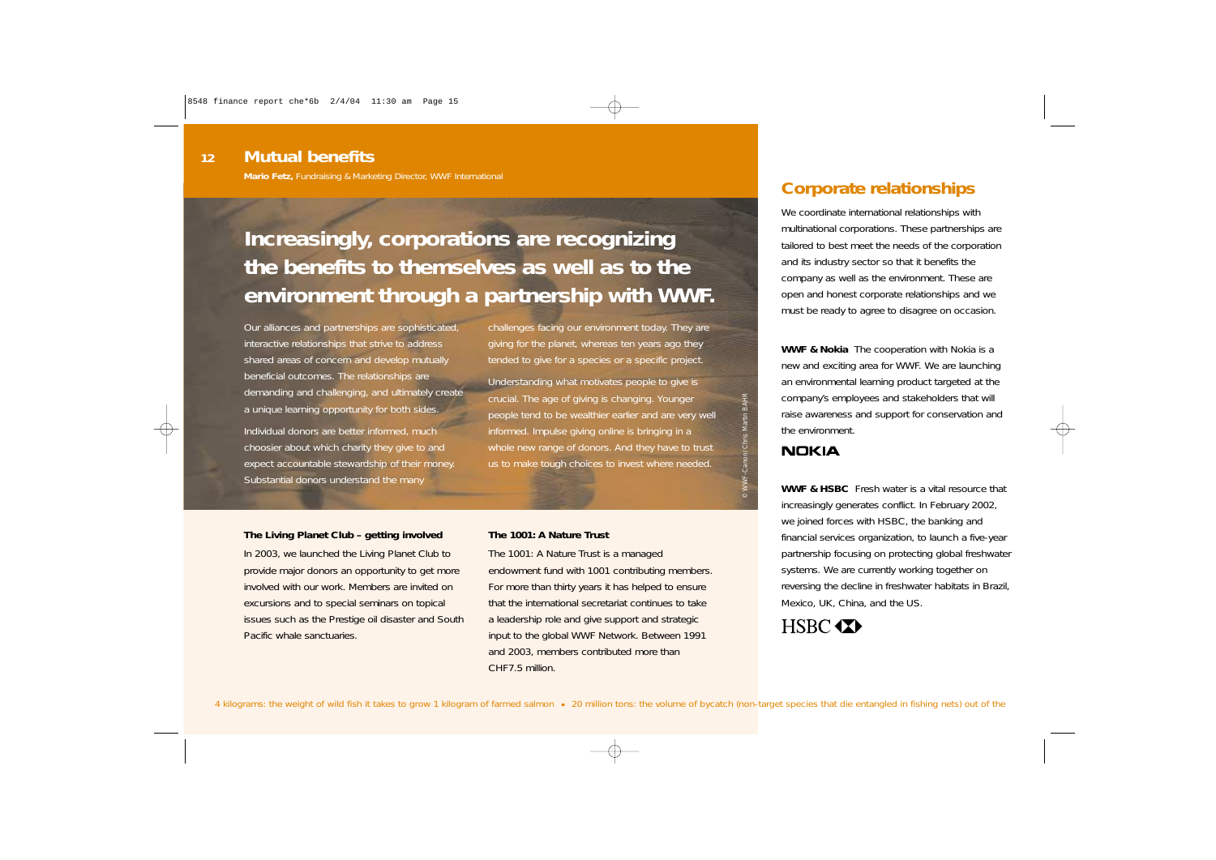## Mutual benefits

**Mario Fetz,** Fundraising & Marketing Director, WWF International

# Increasingly, corporations are recognizing the benefits to themselves as well as to the environment through a partnership with WWF.

Our alliances and partnerships are sophisticated, interactive relationships that strive to address shared areas of concern and develop mutually beneficial outcomes. The relationships are demanding and challenging, and ultimately create a unique learning opportunity for both sides.

Individual donors are better informed, much choosier about which charity they give to and expect accountable stewardship of their money. Substantial donors understand the many challenges facing our environment today. They are giving for the planet, whereas ten years ago they tended to give for a species or a specific project.

Understanding what motivates people to give is crucial. The age of giving is changing. Younger people tend to be wealthier earlier and are very well informed. Impulse giving online is bringing in a whole new range of donors. And they have to trust us to make tough choices to invest where needed.

© WWF-Canon/Chris Martin BAHR

**The Living Planet Club – getting involved**

In 2003, we launched the Living Planet Club to provide major donors an opportunity to get more involved with our work. Members are invited on excursions and to special seminars on topical issues such as the Prestige oil disaster and South Pacific whale sanctuaries.

**The 1001: A Nature Trust**

The 1001: A Nature Trust is a managed endowment fund with 1001 contributing members. For more than thirty years it has helped to ensure that the international secretariat continues to take a leadership role and give support and strategic input to the global WWF Network. Between 1991 and 2003, members contributed more than CHF7.5 million.

## Corporate relationships

We coordinate international relationships with multinational corporations. These partnerships are tailored to best meet the needs of the corporation and its industry sector so that it benefits the company as well as the environment. These are open and honest corporate relationships and we must be ready to agree to disagree on occasion.

**WWF & Nokia** The cooperation with Nokia is a new and exciting area for WWF. We are launching an environmental learning product targeted at the company's employees and stakeholders that will raise awareness and support for conservation and the environment.

NOKIA

**WWF & HSBC** Fresh water is a vital resource that increasingly generates conflict. In February 2002, we joined forces with HSBC, the banking and financial services organization, to launch a five-year partnership focusing on protecting global freshwater systems. We are currently working together on reversing the decline in freshwater habitats in Brazil, Mexico, UK, China, and the US.

HSBC

4 kilograms: the weight of wild fish it takes to grow 1 kilogram of farmed salmon • 20 million tons: the volume of bycatch (non-target species that die entangled in fishing nets) out of the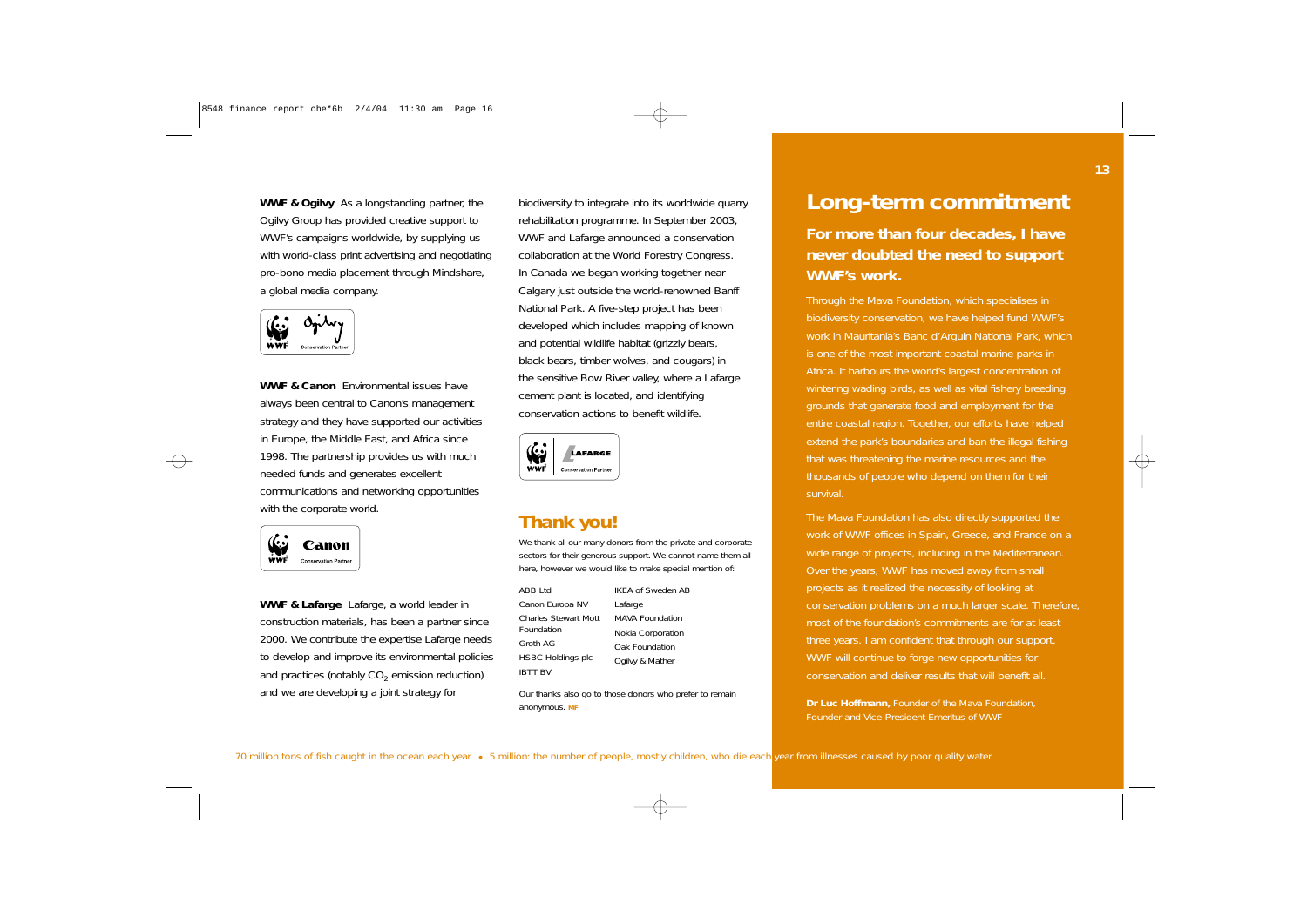**WWF & Ogilvy** As a longstanding partner, the Ogilvy Group has provided creative support to WWF's campaigns worldwide, by supplying us with world-class print advertising and negotiating pro-bono media placement through Mindshare, a global media company.

**WWF & Canon** Environmental issues have always been central to Canon's management strategy and they have supported our activities in Europe, the Middle East, and Africa since 1998. The partnership provides us with much needed funds and generates excellent communications and networking opportunities with the corporate world.

**WWF & Lafarge** Lafarge, a world leader in construction materials, has been a partner since 2000. We contribute the expertise Lafarge needs to develop and improve its environmental policies and practices (notably $CO_2$ emission reduction) and we are developing a joint strategy for biodiversity to integrate into its worldwide quarry rehabilitation programme. In September 2003, WWF and Lafarge announced a conservation collaboration at the World Forestry Congress. In Canada we began working together near Calgary just outside the world-renowned Banff National Park. A five-step project has been developed which includes mapping of known and potential wildlife habitat (grizzly bears, black bears, timber wolves, and cougars) in the sensitive Bow River valley, where a Lafarge cement plant is located, and identifying conservation actions to benefit wildlife.

## Thank you!

We thank all our many donors from the private and corporate sectors for their generous support. We cannot name them all here, however we would like to make special mention of:

- ABB Ltd
- Canon Europa NV
- Charles Stewart Mott Foundation
- Groth AG
- HSBC Holdings plc
- IBTT BV
- IKEA of Sweden AB
- Lafarge
- MAVA Foundation
- Nokia Corporation
- Oak Foundation
- Ogilvy & Mather

Our thanks also go to those donors who prefer to remain anonymous. MF

# Long-term commitment

## For more than four decades, I have never doubted the need to support WWF's work.

Through the Mava Foundation, which specialises in biodiversity conservation, we have helped fund WWF's work in Mauritania's Banc d'Arguin National Park, which is one of the most important coastal marine parks in Africa. It harbours the world's largest concentration of wintering wading birds, as well as vital fishery breeding grounds that generate food and employment for the entire coastal region. Together, our efforts have helped extend the park's boundaries and ban the illegal fishing that was threatening the marine resources and the thousands of people who depend on them for their survival.

The Mava Foundation has also directly supported the work of WWF offices in Spain, Greece, and France on a wide range of projects, including in the Mediterranean. Over the years, WWF has moved away from small projects as it realized the necessity of looking at conservation problems on a much larger scale. Therefore, most of the foundation's commitments are for at least three years. I am confident that through our support, WWF will continue to forge new opportunities for conservation and deliver results that will benefit all.

**Dr Luc Hoffmann,** Founder of the Mava Foundation, Founder and Vice-President Emeritus of WWF

70 million tons of fish caught in the ocean each year • 5 million: the number of people, mostly children, who die each year from illnesses caused by poor quality water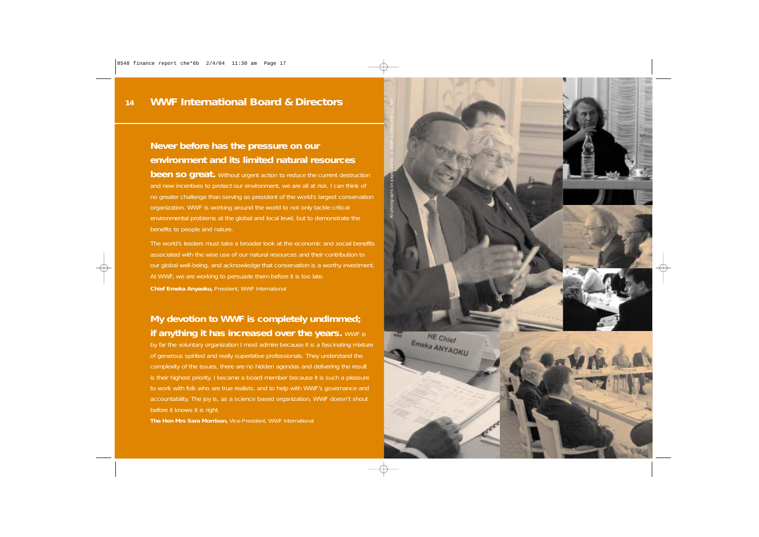# WWF International Board & Directors

**Never before has the pressure on our environment and its limited natural resources been so great.** Without urgent action to reduce the current destruction and new incentives to protect our environment, we are all at risk. I can think of no greater challenge than serving as president of the world's largest conservation organization. WWF is working around the world to not only tackle critical environmental problems at the global and local level, but to demonstrate the benefits to people and nature.

The world's leaders must take a broader look at the economic and social benefits associated with the wise use of our natural resources and their contribution to our global well-being, and acknowledge that conservation is a worthy investment. At WWF, we are working to persuade them before it is too late.

**Chief Emeka Anyaoku,** President, WWF International

**My devotion to WWF is completely undimmed; if anything it has increased over the years.** WWF is by far the voluntary organization I most admire because it is a fascinating mixture of generous spirited and really superlative professionals. They understand the complexity of the issues, there are no hidden agendas and delivering the result is their highest priority. I became a board member because it is such a pleasure to work with folk who are true realists, and to help with WWF's governance and accountability. The joy is, as a science based organization, WWF doesn't shout before it knows it is right.

**The Hon Mrs Sara Morrison,** Vice-President, WWF International

All photographs on pages 14/15: © WWF-Canon/Jean-Luc RAY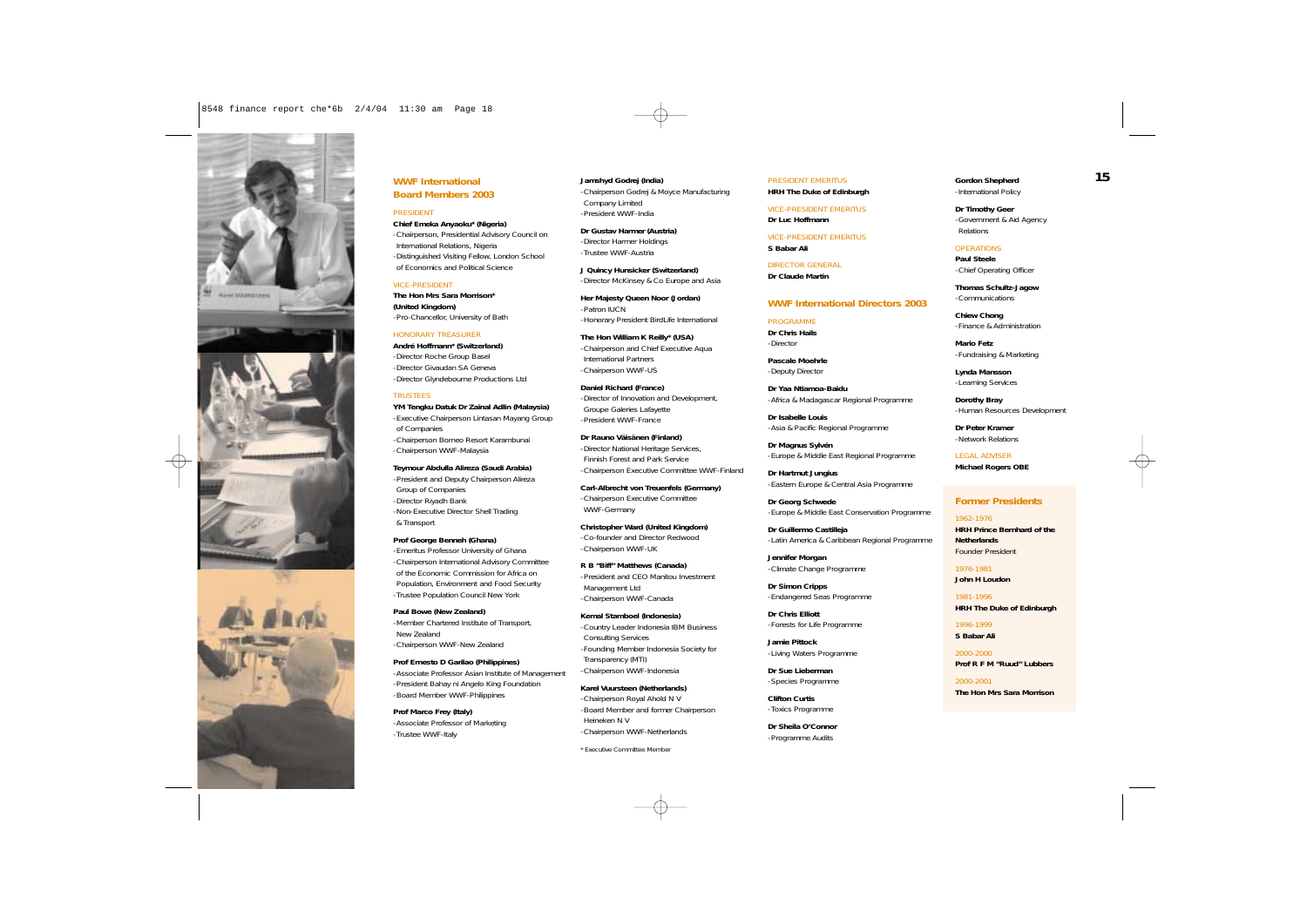## WWF International Board Members 2003

PRESIDENT

**Chief Emeka Anyaoku\* (Nigeria)**
- Chairperson, Presidential Advisory Council on International Relations, Nigeria
- Distinguished Visiting Fellow, London School of Economics and Political Science

VICE-PRESIDENT

**The Hon Mrs Sara Morrison\* (United Kingdom)**
- Pro-Chancellor, University of Bath

HONORARY TREASURER

**André Hoffmann\* (Switzerland)**
- Director Roche Group Basel
- Director Givaudan SA Geneva
- Director Glyndebourne Productions Ltd

TRUSTEES

**YM Tengku Datuk Dr Zainal Adlin (Malaysia)**
- Executive Chairperson Lintasan Mayang Group of Companies
- Chairperson Borneo Resort Karambunai
- Chairperson WWF-Malaysia

**Teymour Abdulla Alireza (Saudi Arabia)**
- President and Deputy Chairperson Alireza Group of Companies
- Director Riyadh Bank
- Non-Executive Director Shell Trading & Transport

**Prof George Benneh (Ghana)**
- Emeritus Professor University of Ghana
- Chairperson International Advisory Committee of the Economic Commission for Africa on Population, Environment and Food Security
- Trustee Population Council New York

**Paul Bowe (New Zealand)**
- Member Chartered Institute of Transport, New Zealand
- Chairperson WWF-New Zealand

**Prof Ernesto D Garilao (Philippines)**
- Associate Professor Asian Institute of Management
- President Bahay ni Angelo King Foundation
- Board Member WWF-Philippines

**Prof Marco Frey (Italy)**
- Associate Professor of Marketing
- Trustee WWF-Italy

**Jamshyd Godrej (India)**
- Chairperson Godrej & Moyce Manufacturing Company Limited
- President WWF-India

**Dr Gustav Harmer (Austria)**
- Director Harmer Holdings
- Trustee WWF-Austria

**J Quincy Hunsicker (Switzerland)**
- Director McKinsey & Co Europe and Asia

**Her Majesty Queen Noor (Jordan)**
- Patron IUCN
- Honorary President BirdLife International

**The Hon William K Reilly\* (USA)**
- Chairperson and Chief Executive Aqua International Partners
- Chairperson WWF-US

**Daniel Richard (France)**
- Director of Innovation and Development, Groupe Galeries Lafayette
- President WWF-France

**Dr Rauno Väisänen (Finland)**
- Director National Heritage Services, Finnish Forest and Park Service
- Chairperson Executive Committee WWF-Finland

**Carl-Albrecht von Treuenfels (Germany)**
- Chairperson Executive Committee WWF-Germany

**Christopher Ward (United Kingdom)**
- Co-founder and Director Redwood
- Chairperson WWF-UK

**R B "Biff" Matthews (Canada)**
- President and CEO Manitou Investment Management Ltd
- Chairperson WWF-Canada

**Kemal Stamboel (Indonesia)**
- Country Leader Indonesia IBM Business Consulting Services
- Founding Member Indonesia Society for Transparency (MTI)
- Chairperson WWF-Indonesia

**Karel Vuursteen (Netherlands)**
- Chairperson Royal Ahold N V
- Board Member and former Chairperson Heineken N V
- Chairperson WWF-Netherlands

\* Executive Committee Member

PRESIDENT EMERITUS
**HRH The Duke of Edinburgh**

VICE-PRESIDENT EMERITUS
**Dr Luc Hoffmann**

VICE-PRESIDENT EMERITUS
**S Babar Ali**

DIRECTOR GENERAL
**Dr Claude Martin**

## WWF International Directors 2003

PROGRAMME

**Dr Chris Hails**
- Director

**Pascale Moehrle**
- Deputy Director

**Dr Yaa Ntiamoa-Baidu**
- Africa & Madagascar Regional Programme

**Dr Isabelle Louis**
- Asia & Pacific Regional Programme

**Dr Magnus Sylvén**
- Europe & Middle East Regional Programme

**Dr Hartmut Jungius**
- Eastern Europe & Central Asia Programme

**Dr Georg Schwede**
- Europe & Middle East Conservation Programme

**Dr Guillermo Castilleja**
- Latin America & Caribbean Regional Programme

**Jennifer Morgan**
- Climate Change Programme

**Dr Simon Cripps**
- Endangered Seas Programme

**Dr Chris Elliott**
- Forests for Life Programme

**Jamie Pittock**
- Living Waters Programme

**Dr Sue Lieberman**
- Species Programme

**Clifton Curtis**
- Toxics Programme

**Dr Sheila O'Connor**
- Programme Audits

**Gordon Shepherd**
- International Policy

**Dr Timothy Geer**
- Government & Aid Agency Relations

OPERATIONS

**Paul Steele**
- Chief Operating Officer

**Thomas Schultz-Jagow**
- Communications

**Chiew Chong**
- Finance & Administration

**Mario Fetz**
- Fundraising & Marketing

**Lynda Mansson**
- Learning Services

**Dorothy Bray**
- Human Resources Development

**Dr Peter Kramer**
- Network Relations

LEGAL ADVISER
**Michael Rogers OBE**

## Former Presidents

1962-1976
**HRH Prince Bernhard of the Netherlands**
Founder President

1976-1981
**John H Loudon**

1981-1996
**HRH The Duke of Edinburgh**

1996-1999
**S Babar Ali**

2000-2000
**Prof R F M "Ruud" Lubbers**

2000-2001
**The Hon Mrs Sara Morrison**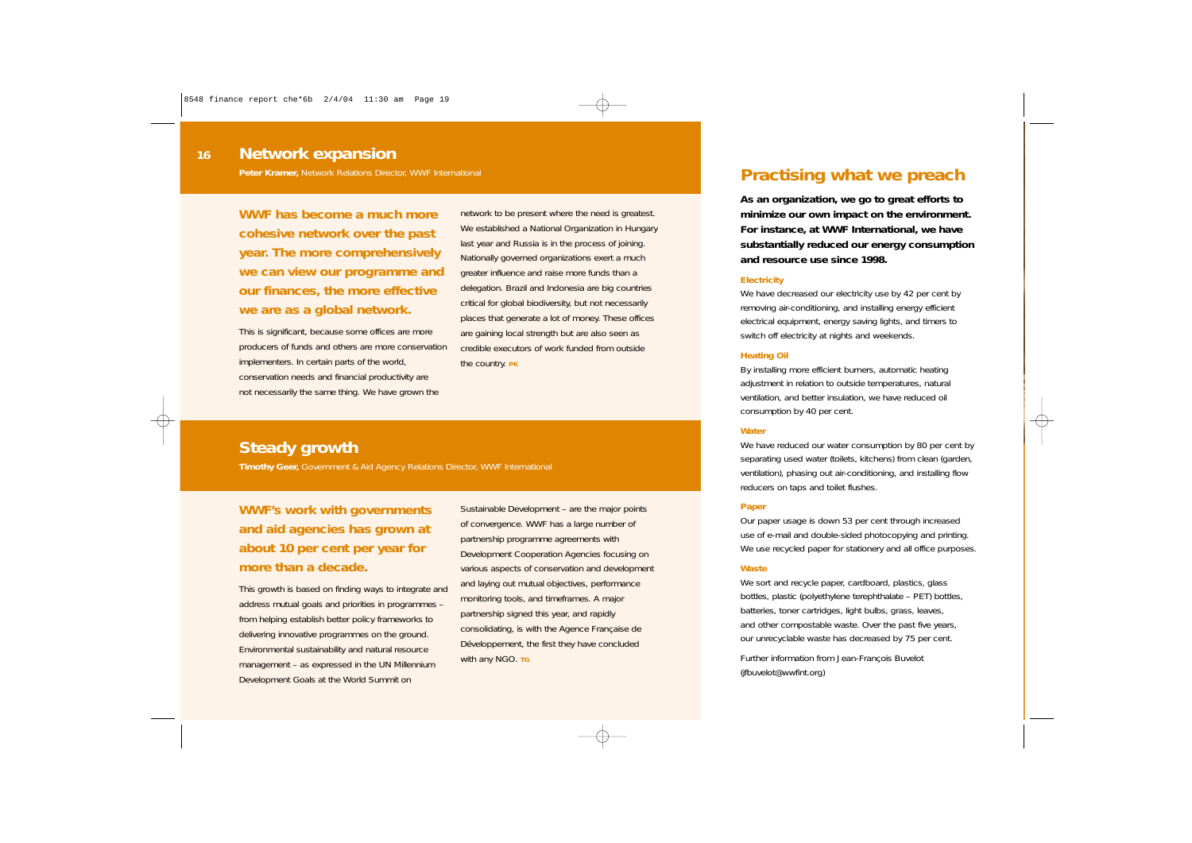## Network expansion

**Peter Kramer,** Network Relations Director, WWF International

**WWF has become a much more cohesive network over the past year. The more comprehensively we can view our programme and our finances, the more effective we are as a global network.**

This is significant, because some offices are more producers of funds and others are more conservation implementers. In certain parts of the world, conservation needs and financial productivity are not necessarily the same thing. We have grown the network to be present where the need is greatest. We established a National Organization in Hungary last year and Russia is in the process of joining. Nationally governed organizations exert a much greater influence and raise more funds than a delegation. Brazil and Indonesia are big countries critical for global biodiversity, but not necessarily places that generate a lot of money. These offices are gaining local strength but are also seen as credible executors of work funded from outside the country. PK

## Steady growth

**Timothy Geer,** Government & Aid Agency Relations Director, WWF International

**WWF's work with governments and aid agencies has grown at about 10 per cent per year for more than a decade.**

This growth is based on finding ways to integrate and address mutual goals and priorities in programmes – from helping establish better policy frameworks to delivering innovative programmes on the ground. Environmental sustainability and natural resource management – as expressed in the UN Millennium Development Goals at the World Summit on Sustainable Development – are the major points of convergence. WWF has a large number of partnership programme agreements with Development Cooperation Agencies focusing on various aspects of conservation and development and laying out mutual objectives, performance monitoring tools, and timeframes. A major partnership signed this year, and rapidly consolidating, is with the Agence Française de Développement, the first they have concluded with any NGO. TG

## Practising what we preach

**As an organization, we go to great efforts to minimize our own impact on the environment. For instance, at WWF International, we have substantially reduced our energy consumption and resource use since 1998.**

### Electricity

We have decreased our electricity use by 42 per cent by removing air-conditioning, and installing energy efficient electrical equipment, energy saving lights, and timers to switch off electricity at nights and weekends.

### Heating Oil

By installing more efficient burners, automatic heating adjustment in relation to outside temperatures, natural ventilation, and better insulation, we have reduced oil consumption by 40 per cent.

### Water

We have reduced our water consumption by 80 per cent by separating used water (toilets, kitchens) from clean (garden, ventilation), phasing out air-conditioning, and installing flow reducers on taps and toilet flushes.

### Paper

Our paper usage is down 53 per cent through increased use of e-mail and double-sided photocopying and printing. We use recycled paper for stationery and all office purposes.

### Waste

We sort and recycle paper, cardboard, plastics, glass bottles, plastic (polyethylene terephthalate – PET) bottles, batteries, toner cartridges, light bulbs, grass, leaves, and other compostable waste. Over the past five years, our unrecyclable waste has decreased by 75 per cent.

Further information from Jean-François Buvelot (jfbuvelot@wwfint.org)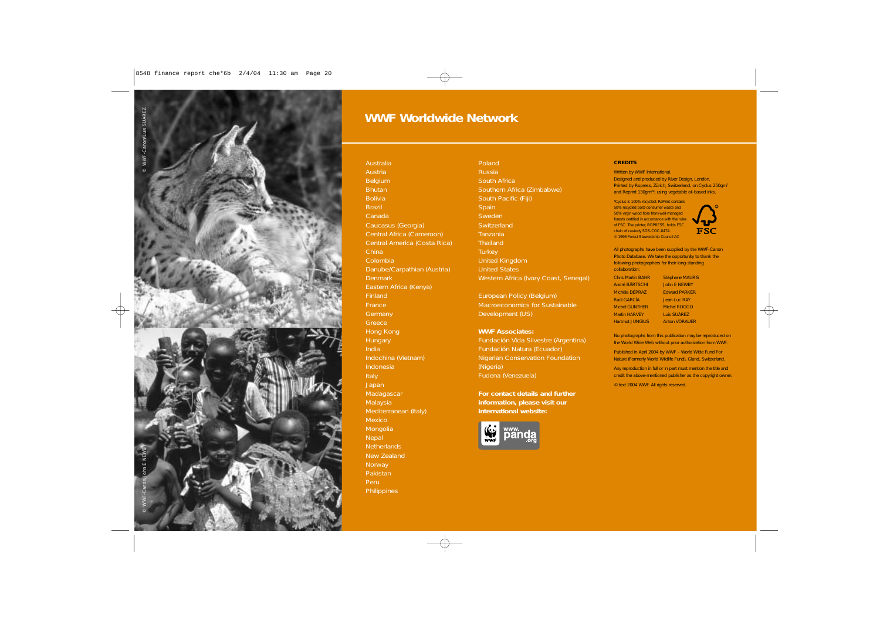# WWF Worldwide Network

Australia
Austria
Belgium
Bhutan
Bolivia
Brazil
Canada
Caucasus (Georgia)
Central Africa (Cameroon)
Central America (Costa Rica)
China
Colombia
Danube/Carpathian (Austria)
Denmark
Eastern Africa (Kenya)
Finland
France
Germany
Greece
Hong Kong
Hungary
India
Indochina (Vietnam)
Indonesia
Italy
Japan
Madagascar
Malaysia
Mediterranean (Italy)
Mexico
Mongolia
Nepal
Netherlands
New Zealand
Norway
Pakistan
Peru
Philippines
Poland
Russia
South Africa
Southern Africa (Zimbabwe)
South Pacific (Fiji)
Spain
Sweden
Switzerland
Tanzania
Thailand
Turkey
United Kingdom
United States
Western Africa (Ivory Coast, Senegal)

European Policy (Belgium)
Macroeconomics for Sustainable Development (US)

**WWF Associates:**
Fundación Vida Silvestre (Argentina)
Fundación Natura (Ecuador)
Nigerian Conservation Foundation (Nigeria)
Fudena (Venezuela)

**For contact details and further information, please visit our international website:**

www.panda.org

**CREDITS**

Written by WWF International.
Designed and produced by River Design, London.
Printed by Ropress, Zürich, Switzerland, on Cyclus 250gm² and Reprint 130gm²*, using vegetable oil-based inks.

*Cyclus is 100% recycled; RePrint contains 50% recycled post-consumer waste and 50% virgin wood fibre from well-managed forests certified in accordance with the rules of FSC. The printer, ROPRESS, holds FSC chain of custody SGS-COC-0474.
© 1996 Forest Stewardship Council AC

All photographs have been supplied by the WWF-Canon Photo Database. We take the opportunity to thank the following photographers for their long-standing collaboration:

Chris Martin BAHR
André BÄRTSCHI
Michèle DÉPRAZ
Raúl GARCÍA
Michel GUNTHER
Martin HARVEY
Hartmut JUNGIUS
Stéphane MAURIS
John E NEWBY
Edward PARKER
Jean-Luc RAY
Michel ROGGO
Luis SUÁREZ
Anton VORAUER

No photographs from this publication may be reproduced on the World Wide Web without prior authorization from WWF.

Published in April 2004 by WWF – World Wide Fund For Nature (Formerly World Wildlife Fund), Gland, Switzerland.

Any reproduction in full or in part must mention the title and credit the above-mentioned publisher as the copyright owner.

© text 2004 WWF. All rights reserved.

© WWF-Canon/Luis SUÁREZ

© WWF-Canon/John E NEWBY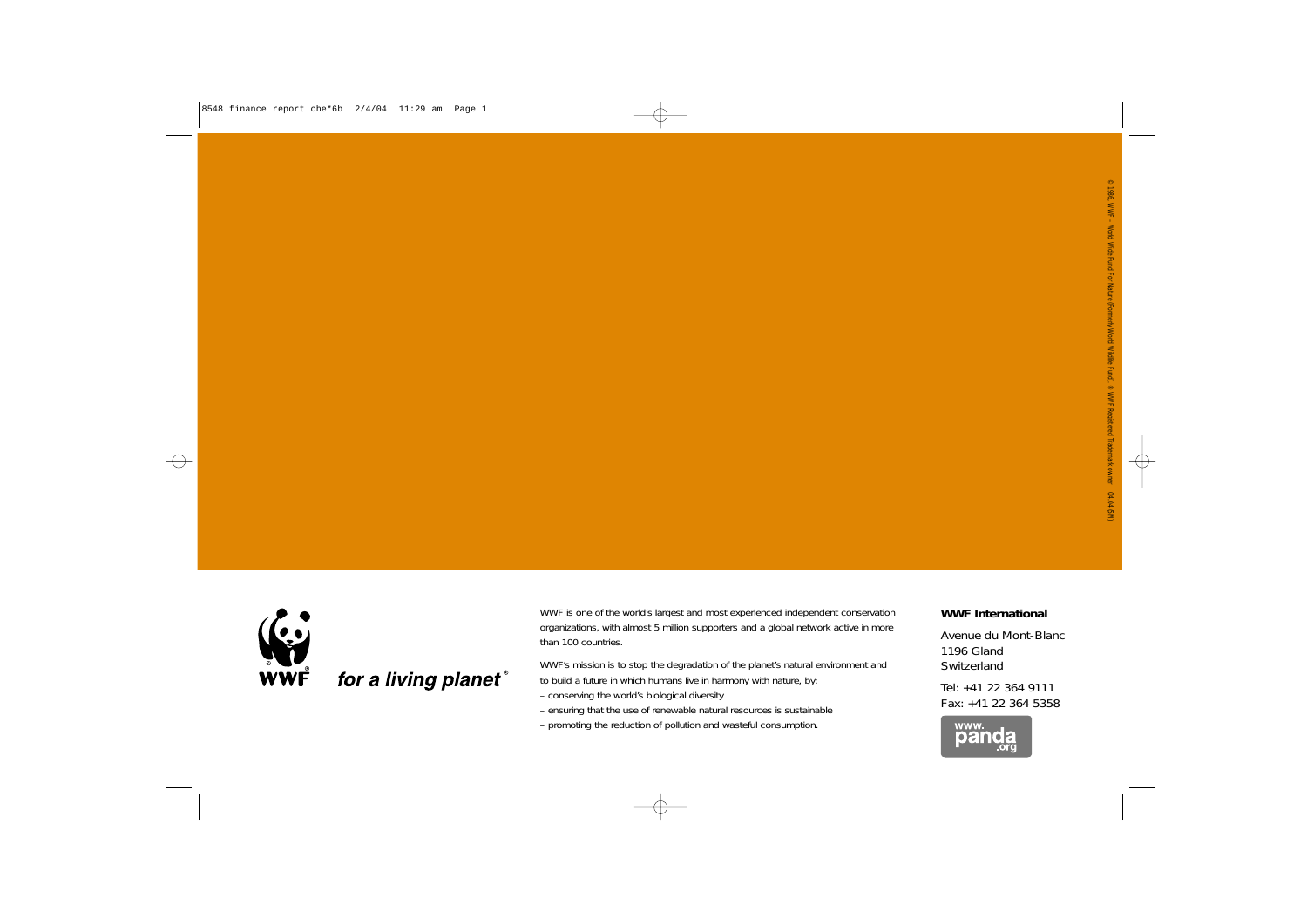WWF

*for a living planet*®

WWF is one of the world's largest and most experienced independent conservation organizations, with almost 5 million supporters and a global network active in more than 100 countries.

WWF's mission is to stop the degradation of the planet's natural environment and to build a future in which humans live in harmony with nature, by:

– conserving the world's biological diversity
– ensuring that the use of renewable natural resources is sustainable
– promoting the reduction of pollution and wasteful consumption.

**WWF International**

Avenue du Mont-Blanc
1196 Gland
Switzerland

Tel: +41 22 364 9111
Fax: +41 22 364 5358

www.panda.org

© 1986, WWF – World Wide Fund For Nature (Formerly World Wildlife Fund). ® WWF Registered Trademark owner 04.04 (5M)